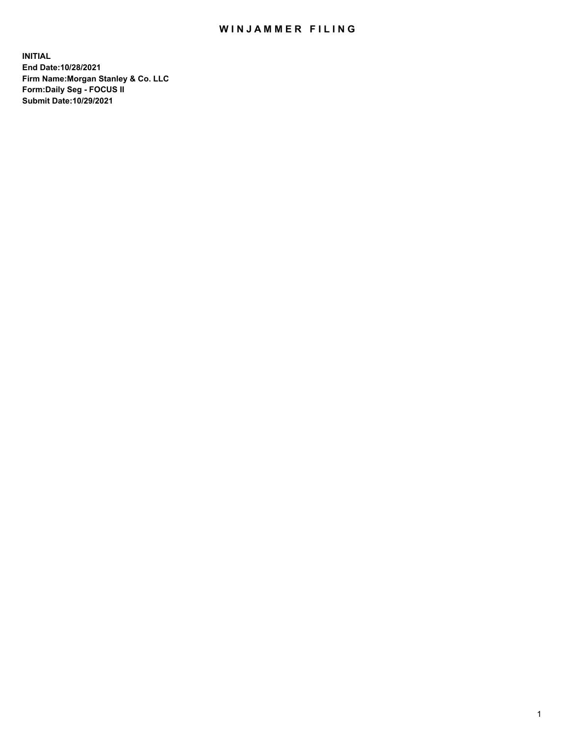# WINJAMMER FILING

**INITIAL**
**End Date:10/28/2021**
**Firm Name:Morgan Stanley & Co. LLC**
**Form:Daily Seg - FOCUS II**
**Submit Date:10/29/2021**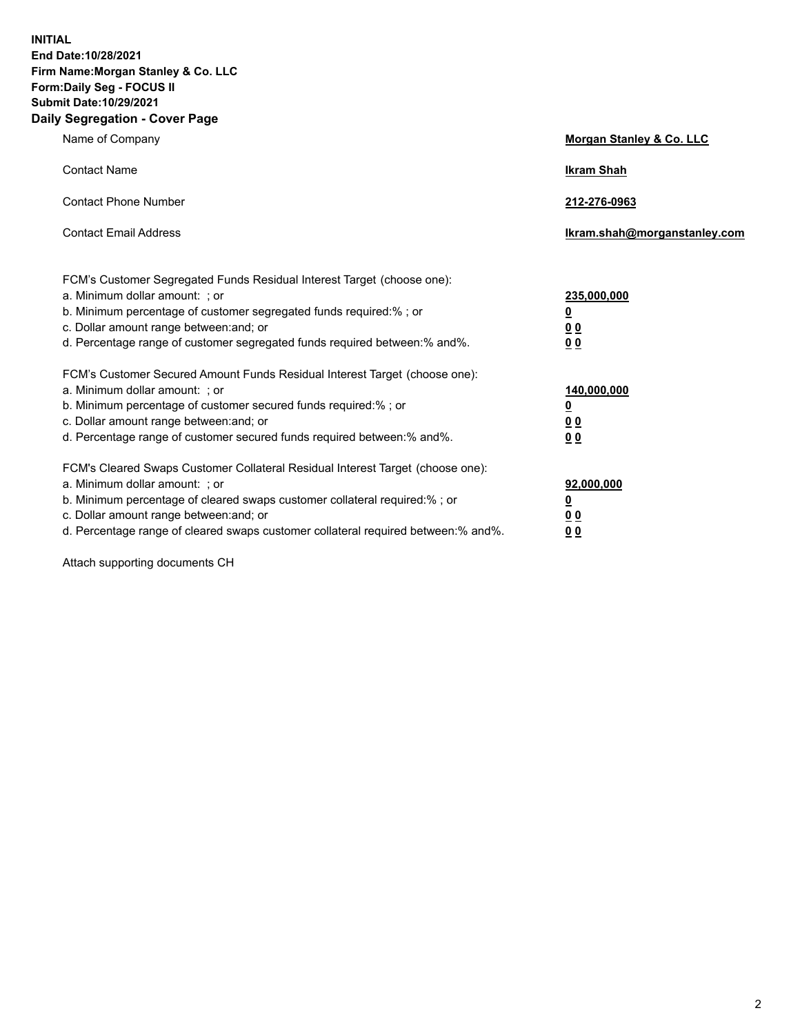**INITIAL**
**End Date:10/28/2021**
**Firm Name:Morgan Stanley & Co. LLC**
**Form:Daily Seg - FOCUS II**
**Submit Date:10/29/2021**
**Daily Segregation - Cover Page**

| | |
|---|---|
| Name of Company | **Morgan Stanley & Co. LLC** |
| Contact Name | **Ikram Shah** |
| Contact Phone Number | **212-276-0963** |
| Contact Email Address | **Ikram.shah@morganstanley.com** |

| | |
|---|---|
| FCM's Customer Segregated Funds Residual Interest Target (choose one): | |
| a. Minimum dollar amount: ; or | **235,000,000** |
| b. Minimum percentage of customer segregated funds required:% ; or | **0** |
| c. Dollar amount range between:and; or | **0 0** |
| d. Percentage range of customer segregated funds required between:% and%. | **0 0** |
| FCM's Customer Secured Amount Funds Residual Interest Target (choose one): | |
| a. Minimum dollar amount: ; or | **140,000,000** |
| b. Minimum percentage of customer secured funds required:% ; or | **0** |
| c. Dollar amount range between:and; or | **0 0** |
| d. Percentage range of customer secured funds required between:% and%. | **0 0** |
| FCM's Cleared Swaps Customer Collateral Residual Interest Target (choose one): | |
| a. Minimum dollar amount: ; or | **92,000,000** |
| b. Minimum percentage of cleared swaps customer collateral required:% ; or | **0** |
| c. Dollar amount range between:and; or | **0 0** |
| d. Percentage range of cleared swaps customer collateral required between:% and%. | **0 0** |

Attach supporting documents CH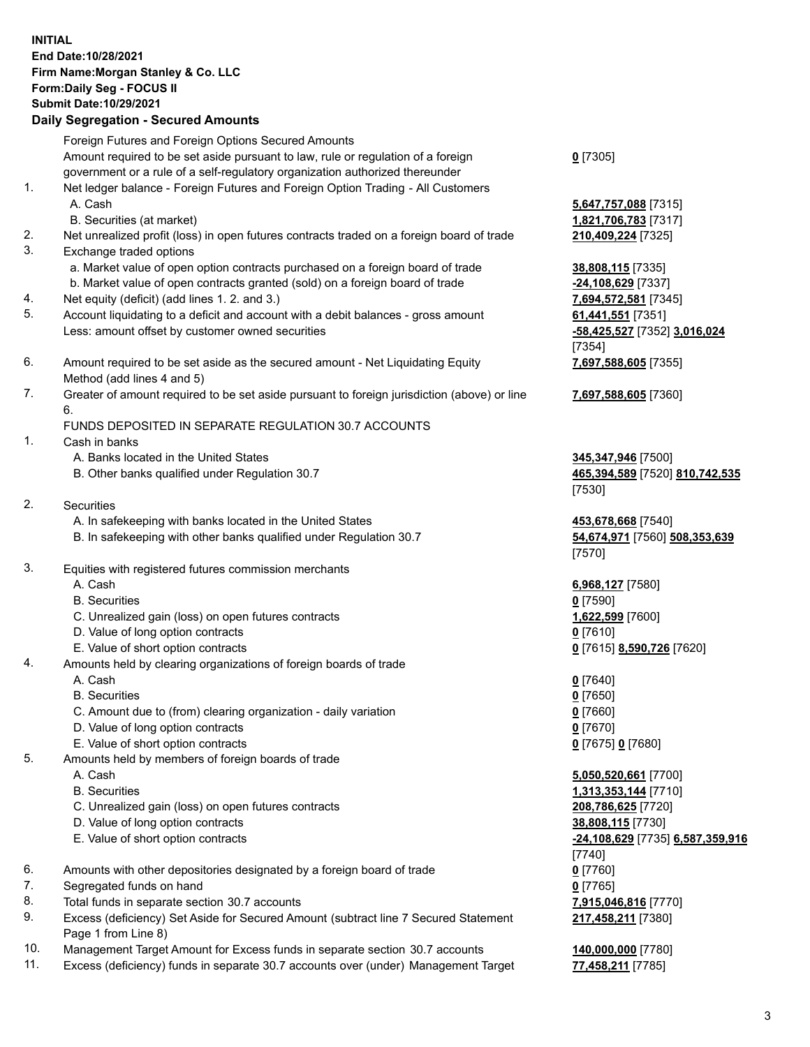**INITIAL**
**End Date:10/28/2021**
**Firm Name:Morgan Stanley & Co. LLC**
**Form:Daily Seg - FOCUS II**
**Submit Date:10/29/2021**
**Daily Segregation - Secured Amounts**

| | | |
|---|---|---|
| | Foreign Futures and Foreign Options Secured Amounts | |
| | Amount required to be set aside pursuant to law, rule or regulation of a foreign government or a rule of a self-regulatory organization authorized thereunder | **0** [7305] |
| 1. | Net ledger balance - Foreign Futures and Foreign Option Trading - All Customers | |
| | A. Cash | **5,647,757,088** [7315] |
| | B. Securities (at market) | **1,821,706,783** [7317] |
| 2. | Net unrealized profit (loss) in open futures contracts traded on a foreign board of trade | **210,409,224** [7325] |
| 3. | Exchange traded options | |
| | a. Market value of open option contracts purchased on a foreign board of trade | **38,808,115** [7335] |
| | b. Market value of open contracts granted (sold) on a foreign board of trade | **-24,108,629** [7337] |
| 4. | Net equity (deficit) (add lines 1. 2. and 3.) | **7,694,572,581** [7345] |
| 5. | Account liquidating to a deficit and account with a debit balances - gross amount | **61,441,551** [7351] |
| | Less: amount offset by customer owned securities | **-58,425,527** [7352] **3,016,024** [7354] |
| 6. | Amount required to be set aside as the secured amount - Net Liquidating Equity Method (add lines 4 and 5) | **7,697,588,605** [7355] |
| 7. | Greater of amount required to be set aside pursuant to foreign jurisdiction (above) or line 6. | **7,697,588,605** [7360] |
| | FUNDS DEPOSITED IN SEPARATE REGULATION 30.7 ACCOUNTS | |
| 1. | Cash in banks | |
| | A. Banks located in the United States | **345,347,946** [7500] |
| | B. Other banks qualified under Regulation 30.7 | **465,394,589** [7520] **810,742,535** [7530] |
| 2. | Securities | |
| | A. In safekeeping with banks located in the United States | **453,678,668** [7540] |
| | B. In safekeeping with other banks qualified under Regulation 30.7 | **54,674,971** [7560] **508,353,639** [7570] |
| 3. | Equities with registered futures commission merchants | |
| | A. Cash | **6,968,127** [7580] |
| | B. Securities | **0** [7590] |
| | C. Unrealized gain (loss) on open futures contracts | **1,622,599** [7600] |
| | D. Value of long option contracts | **0** [7610] |
| | E. Value of short option contracts | **0** [7615] **8,590,726** [7620] |
| 4. | Amounts held by clearing organizations of foreign boards of trade | |
| | A. Cash | **0** [7640] |
| | B. Securities | **0** [7650] |
| | C. Amount due to (from) clearing organization - daily variation | **0** [7660] |
| | D. Value of long option contracts | **0** [7670] |
| | E. Value of short option contracts | **0** [7675] **0** [7680] |
| 5. | Amounts held by members of foreign boards of trade | |
| | A. Cash | **5,050,520,661** [7700] |
| | B. Securities | **1,313,353,144** [7710] |
| | C. Unrealized gain (loss) on open futures contracts | **208,786,625** [7720] |
| | D. Value of long option contracts | **38,808,115** [7730] |
| | E. Value of short option contracts | **-24,108,629** [7735] **6,587,359,916** [7740] |
| 6. | Amounts with other depositories designated by a foreign board of trade | **0** [7760] |
| 7. | Segregated funds on hand | **0** [7765] |
| 8. | Total funds in separate section 30.7 accounts | **7,915,046,816** [7770] |
| 9. | Excess (deficiency) Set Aside for Secured Amount (subtract line 7 Secured Statement Page 1 from Line 8) | **217,458,211** [7380] |
| 10. | Management Target Amount for Excess funds in separate section 30.7 accounts | **140,000,000** [7780] |
| 11. | Excess (deficiency) funds in separate 30.7 accounts over (under) Management Target | **77,458,211** [7785] |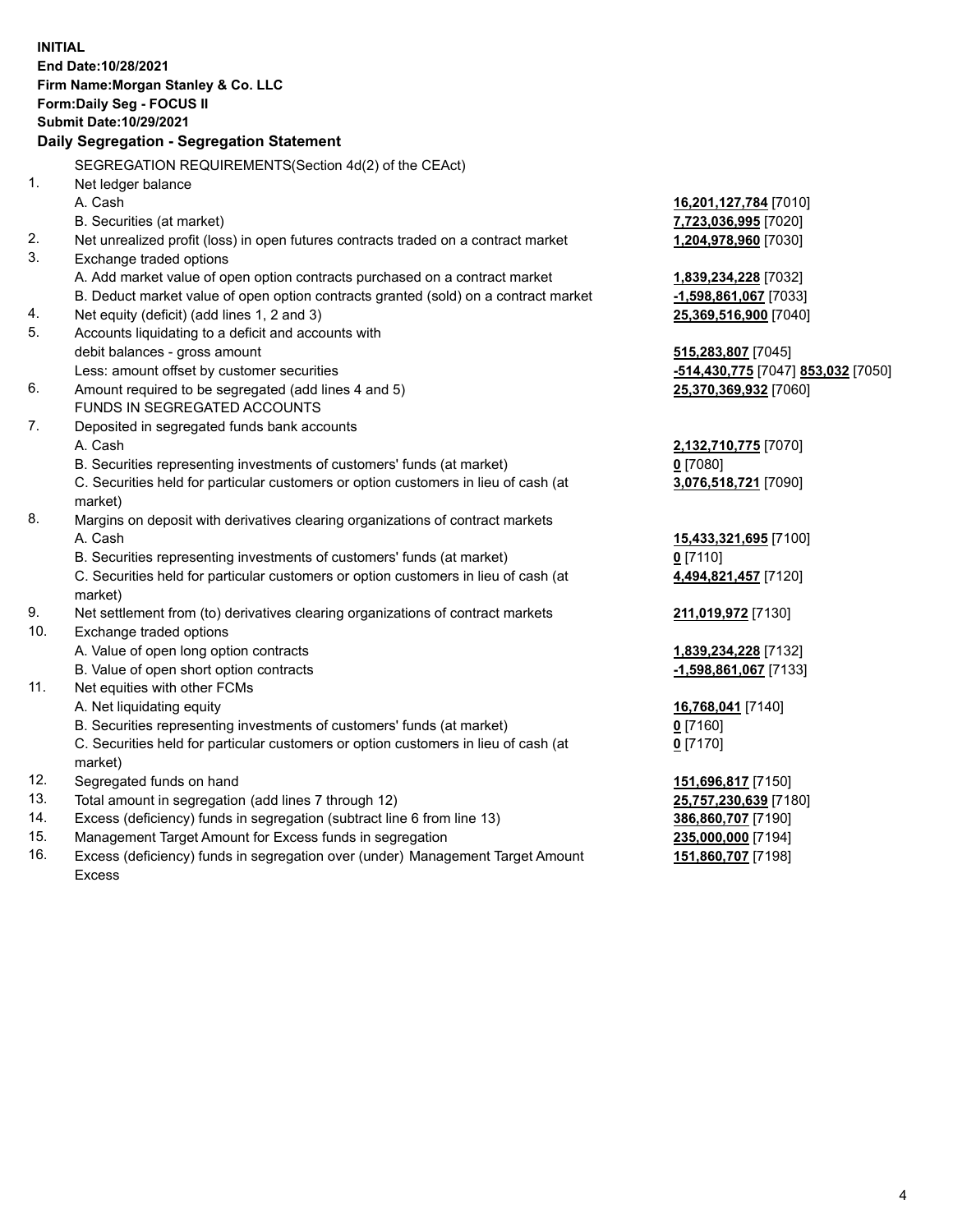**INITIAL**
**End Date:10/28/2021**
**Firm Name:Morgan Stanley & Co. LLC**
**Form:Daily Seg - FOCUS II**
**Submit Date:10/29/2021**

**Daily Segregation - Segregation Statement**

| | SEGREGATION REQUIREMENTS(Section 4d(2) of the CEAct) | |
|---|---|---|
| 1. | Net ledger balance | |
| | A. Cash | **16,201,127,784** [7010] |
| | B. Securities (at market) | **7,723,036,995** [7020] |
| 2. | Net unrealized profit (loss) in open futures contracts traded on a contract market | **1,204,978,960** [7030] |
| 3. | Exchange traded options | |
| | A. Add market value of open option contracts purchased on a contract market | **1,839,234,228** [7032] |
| | B. Deduct market value of open option contracts granted (sold) on a contract market | **-1,598,861,067** [7033] |
| 4. | Net equity (deficit) (add lines 1, 2 and 3) | **25,369,516,900** [7040] |
| 5. | Accounts liquidating to a deficit and accounts with debit balances - gross amount | **515,283,807** [7045] |
| | Less: amount offset by customer securities | **-514,430,775** [7047] **853,032** [7050] |
| 6. | Amount required to be segregated (add lines 4 and 5) | **25,370,369,932** [7060] |
| | FUNDS IN SEGREGATED ACCOUNTS | |
| 7. | Deposited in segregated funds bank accounts | |
| | A. Cash | **2,132,710,775** [7070] |
| | B. Securities representing investments of customers' funds (at market) | **0** [7080] |
| | C. Securities held for particular customers or option customers in lieu of cash (at market) | **3,076,518,721** [7090] |
| 8. | Margins on deposit with derivatives clearing organizations of contract markets | |
| | A. Cash | **15,433,321,695** [7100] |
| | B. Securities representing investments of customers' funds (at market) | **0** [7110] |
| | C. Securities held for particular customers or option customers in lieu of cash (at market) | **4,494,821,457** [7120] |
| 9. | Net settlement from (to) derivatives clearing organizations of contract markets | **211,019,972** [7130] |
| 10. | Exchange traded options | |
| | A. Value of open long option contracts | **1,839,234,228** [7132] |
| | B. Value of open short option contracts | **-1,598,861,067** [7133] |
| 11. | Net equities with other FCMs | |
| | A. Net liquidating equity | **16,768,041** [7140] |
| | B. Securities representing investments of customers' funds (at market) | **0** [7160] |
| | C. Securities held for particular customers or option customers in lieu of cash (at market) | **0** [7170] |
| 12. | Segregated funds on hand | **151,696,817** [7150] |
| 13. | Total amount in segregation (add lines 7 through 12) | **25,757,230,639** [7180] |
| 14. | Excess (deficiency) funds in segregation (subtract line 6 from line 13) | **386,860,707** [7190] |
| 15. | Management Target Amount for Excess funds in segregation | **235,000,000** [7194] |
| 16. | Excess (deficiency) funds in segregation over (under) Management Target Amount Excess | **151,860,707** [7198] |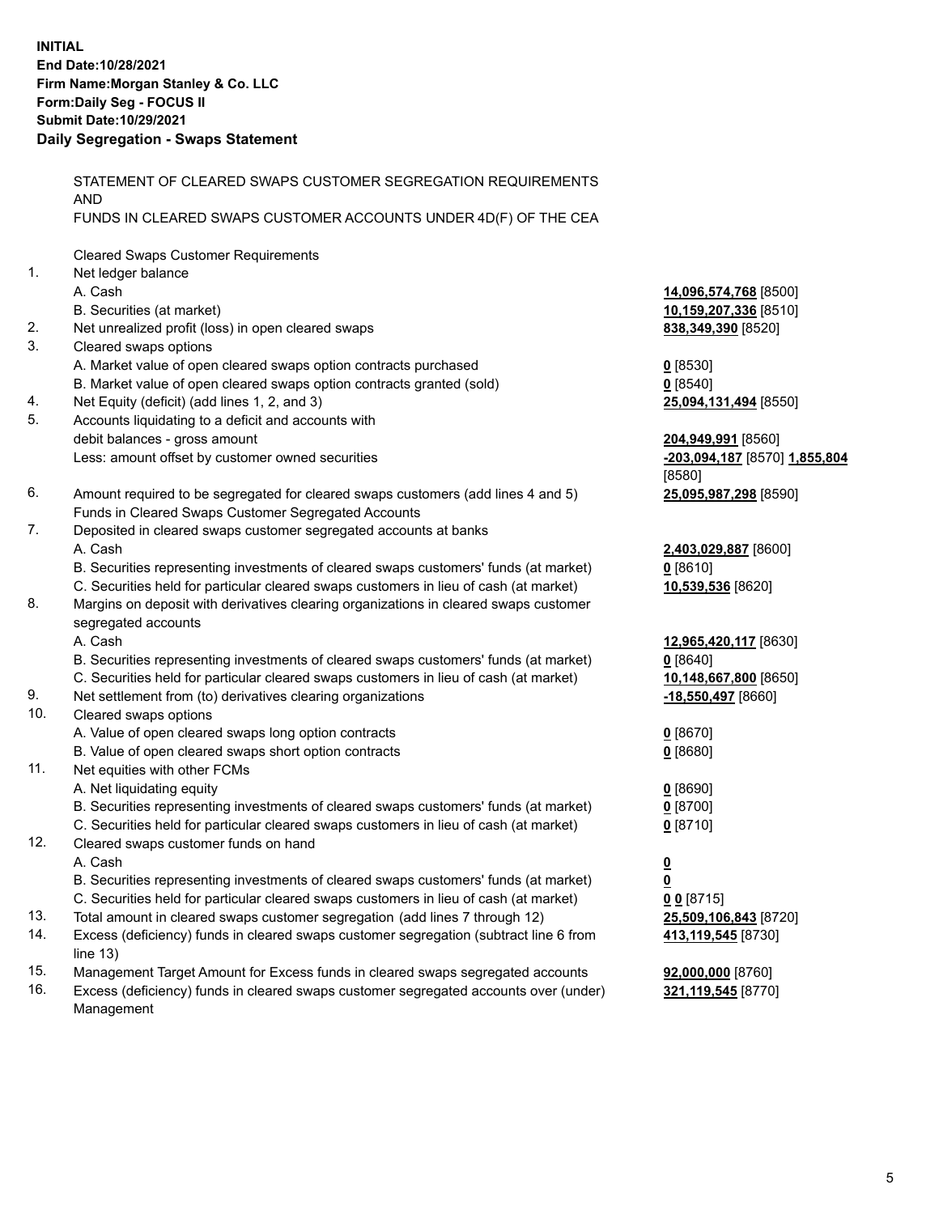**INITIAL**
**End Date:10/28/2021**
**Firm Name:Morgan Stanley & Co. LLC**
**Form:Daily Seg - FOCUS II**
**Submit Date:10/29/2021**
**Daily Segregation - Swaps Statement**

STATEMENT OF CLEARED SWAPS CUSTOMER SEGREGATION REQUIREMENTS AND FUNDS IN CLEARED SWAPS CUSTOMER ACCOUNTS UNDER 4D(F) OF THE CEA

| | | |
|---|---|---|
| | Cleared Swaps Customer Requirements | |
| 1. | Net ledger balance | |
| | A. Cash | **14,096,574,768** [8500] |
| | B. Securities (at market) | **10,159,207,336** [8510] |
| 2. | Net unrealized profit (loss) in open cleared swaps | **838,349,390** [8520] |
| 3. | Cleared swaps options | |
| | A. Market value of open cleared swaps option contracts purchased | **0** [8530] |
| | B. Market value of open cleared swaps option contracts granted (sold) | **0** [8540] |
| 4. | Net Equity (deficit) (add lines 1, 2, and 3) | **25,094,131,494** [8550] |
| 5. | Accounts liquidating to a deficit and accounts with debit balances - gross amount | **204,949,991** [8560] |
| | Less: amount offset by customer owned securities | **-203,094,187** [8570] **1,855,804** [8580] |
| 6. | Amount required to be segregated for cleared swaps customers (add lines 4 and 5) | **25,095,987,298** [8590] |
| | Funds in Cleared Swaps Customer Segregated Accounts | |
| 7. | Deposited in cleared swaps customer segregated accounts at banks | |
| | A. Cash | **2,403,029,887** [8600] |
| | B. Securities representing investments of cleared swaps customers' funds (at market) | **0** [8610] |
| | C. Securities held for particular cleared swaps customers in lieu of cash (at market) | **10,539,536** [8620] |
| 8. | Margins on deposit with derivatives clearing organizations in cleared swaps customer segregated accounts | |
| | A. Cash | **12,965,420,117** [8630] |
| | B. Securities representing investments of cleared swaps customers' funds (at market) | **0** [8640] |
| | C. Securities held for particular cleared swaps customers in lieu of cash (at market) | **10,148,667,800** [8650] |
| 9. | Net settlement from (to) derivatives clearing organizations | **-18,550,497** [8660] |
| 10. | Cleared swaps options | |
| | A. Value of open cleared swaps long option contracts | **0** [8670] |
| | B. Value of open cleared swaps short option contracts | **0** [8680] |
| 11. | Net equities with other FCMs | |
| | A. Net liquidating equity | **0** [8690] |
| | B. Securities representing investments of cleared swaps customers' funds (at market) | **0** [8700] |
| | C. Securities held for particular cleared swaps customers in lieu of cash (at market) | **0** [8710] |
| 12. | Cleared swaps customer funds on hand | |
| | A. Cash | **0** |
| | B. Securities representing investments of cleared swaps customers' funds (at market) | **0** |
| | C. Securities held for particular cleared swaps customers in lieu of cash (at market) | **0** **0** [8715] |
| 13. | Total amount in cleared swaps customer segregation (add lines 7 through 12) | **25,509,106,843** [8720] |
| 14. | Excess (deficiency) funds in cleared swaps customer segregation (subtract line 6 from line 13) | **413,119,545** [8730] |
| 15. | Management Target Amount for Excess funds in cleared swaps segregated accounts | **92,000,000** [8760] |
| 16. | Excess (deficiency) funds in cleared swaps customer segregated accounts over (under) Management | **321,119,545** [8770] |